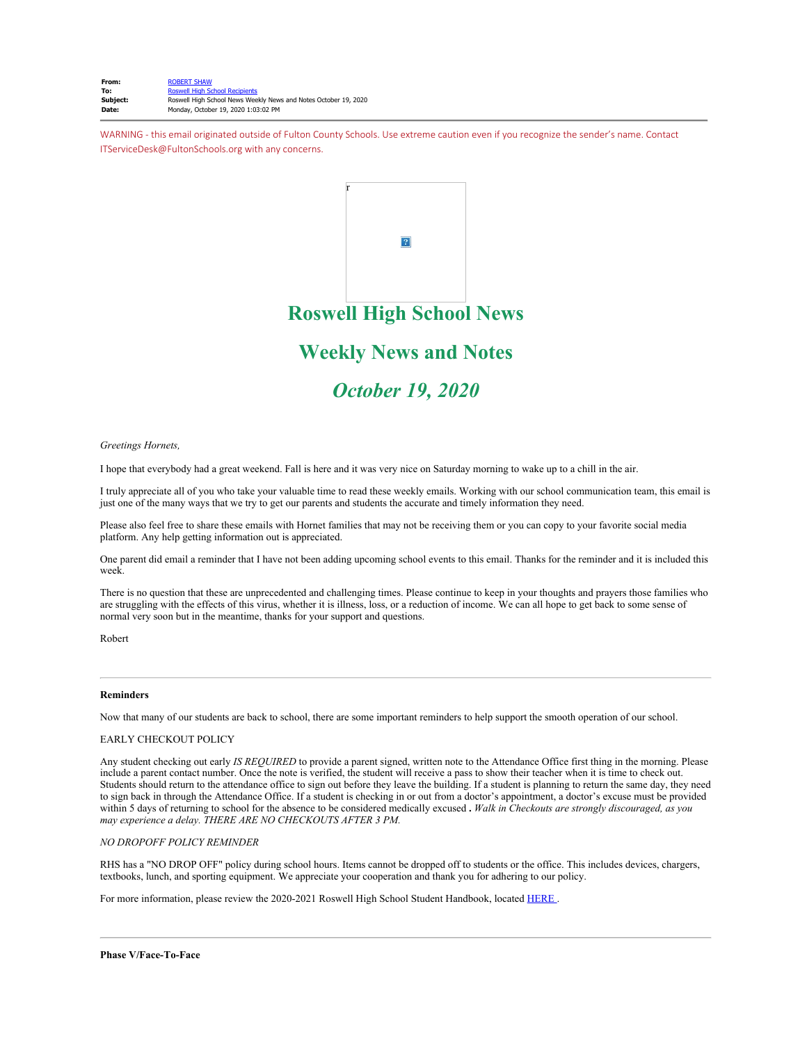| | |
|---|---|
| **From:** | ROBERT SHAW |
| **To:** | Roswell High School Recipients |
| **Subject:** | Roswell High School News Weekly News and Notes October 19, 2020 |
| **Date:** | Monday, October 19, 2020 1:03:02 PM |

WARNING - this email originated outside of Fulton County Schools. Use extreme caution even if you recognize the sender's name. Contact ITServiceDesk@FultonSchools.org with any concerns.

# Roswell High School News

# Weekly News and Notes

# *October 19, 2020*

*Greetings Hornets,*

I hope that everybody had a great weekend. Fall is here and it was very nice on Saturday morning to wake up to a chill in the air.

I truly appreciate all of you who take your valuable time to read these weekly emails. Working with our school communication team, this email is just one of the many ways that we try to get our parents and students the accurate and timely information they need.

Please also feel free to share these emails with Hornet families that may not be receiving them or you can copy to your favorite social media platform. Any help getting information out is appreciated.

One parent did email a reminder that I have not been adding upcoming school events to this email. Thanks for the reminder and it is included this week.

There is no question that these are unprecedented and challenging times. Please continue to keep in your thoughts and prayers those families who are struggling with the effects of this virus, whether it is illness, loss, or a reduction of income. We can all hope to get back to some sense of normal very soon but in the meantime, thanks for your support and questions.

Robert

---

**Reminders**

Now that many of our students are back to school, there are some important reminders to help support the smooth operation of our school.

EARLY CHECKOUT POLICY

Any student checking out early *IS REQUIRED* to provide a parent signed, written note to the Attendance Office first thing in the morning. Please include a parent contact number. Once the note is verified, the student will receive a pass to show their teacher when it is time to check out. Students should return to the attendance office to sign out before they leave the building. If a student is planning to return the same day, they need to sign back in through the Attendance Office. If a student is checking in or out from a doctor's appointment, a doctor's excuse must be provided within 5 days of returning to school for the absence to be considered medically excused **.** *Walk in Checkouts are strongly discouraged, as you may experience a delay. THERE ARE NO CHECKOUTS AFTER 3 PM.*

*NO DROPOFF POLICY REMINDER*

RHS has a "NO DROP OFF" policy during school hours. Items cannot be dropped off to students or the office. This includes devices, chargers, textbooks, lunch, and sporting equipment. We appreciate your cooperation and thank you for adhering to our policy.

For more information, please review the 2020-2021 Roswell High School Student Handbook, located HERE .

---

**Phase V/Face-To-Face**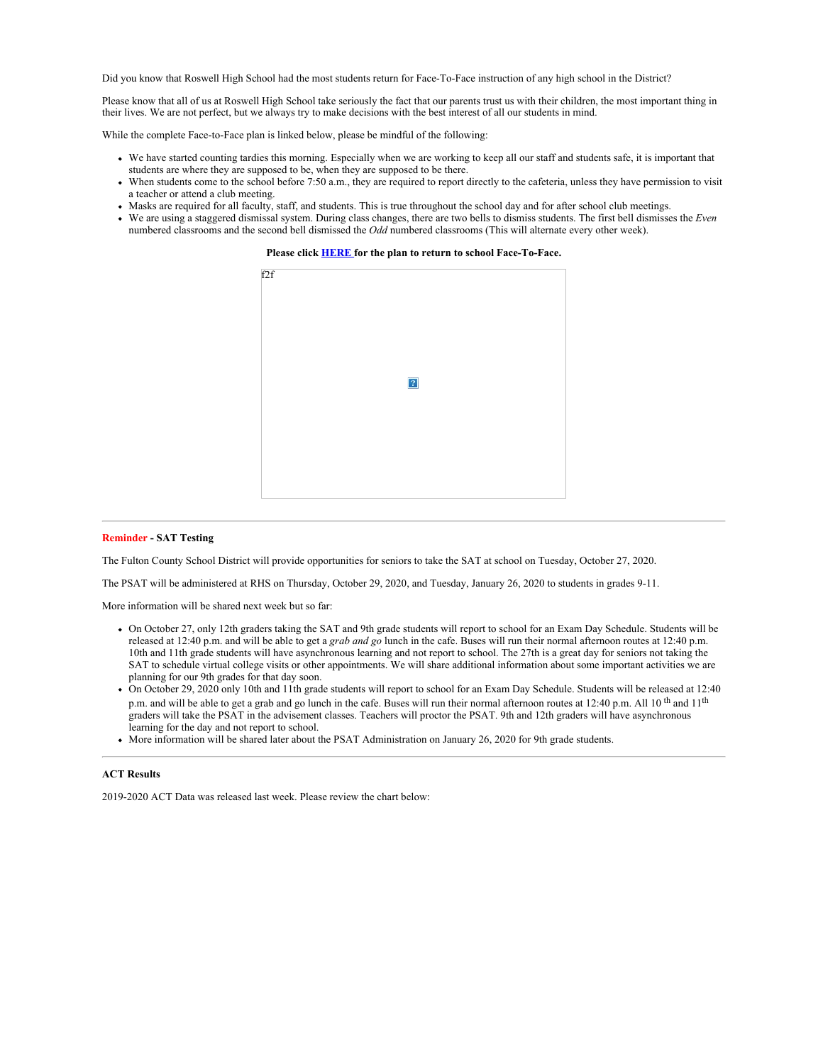Did you know that Roswell High School had the most students return for Face-To-Face instruction of any high school in the District?

Please know that all of us at Roswell High School take seriously the fact that our parents trust us with their children, the most important thing in their lives. We are not perfect, but we always try to make decisions with the best interest of all our students in mind.

While the complete Face-to-Face plan is linked below, please be mindful of the following:

- We have started counting tardies this morning. Especially when we are working to keep all our staff and students safe, it is important that students are where they are supposed to be, when they are supposed to be there.
- When students come to the school before 7:50 a.m., they are required to report directly to the cafeteria, unless they have permission to visit a teacher or attend a club meeting.
- Masks are required for all faculty, staff, and students. This is true throughout the school day and for after school club meetings.
- We are using a staggered dismissal system. During class changes, there are two bells to dismiss students. The first bell dismisses the *Even* numbered classrooms and the second bell dismissed the *Odd* numbered classrooms (This will alternate every other week).

**Please click [HERE](#) for the plan to return to school Face-To-Face.**

f2f

---

**Reminder - SAT Testing**

The Fulton County School District will provide opportunities for seniors to take the SAT at school on Tuesday, October 27, 2020.

The PSAT will be administered at RHS on Thursday, October 29, 2020, and Tuesday, January 26, 2020 to students in grades 9-11.

More information will be shared next week but so far:

- On October 27, only 12th graders taking the SAT and 9th grade students will report to school for an Exam Day Schedule. Students will be released at 12:40 p.m. and will be able to get a *grab and go* lunch in the cafe. Buses will run their normal afternoon routes at 12:40 p.m. 10th and 11th grade students will have asynchronous learning and not report to school. The 27th is a great day for seniors not taking the SAT to schedule virtual college visits or other appointments. We will share additional information about some important activities we are planning for our 9th grades for that day soon.
- On October 29, 2020 only 10th and 11th grade students will report to school for an Exam Day Schedule. Students will be released at 12:40 p.m. and will be able to get a grab and go lunch in the cafe. Buses will run their normal afternoon routes at 12:40 p.m. All 10th and 11th graders will take the PSAT in the advisement classes. Teachers will proctor the PSAT. 9th and 12th graders will have asynchronous learning for the day and not report to school.
- More information will be shared later about the PSAT Administration on January 26, 2020 for 9th grade students.

---

**ACT Results**

2019-2020 ACT Data was released last week. Please review the chart below: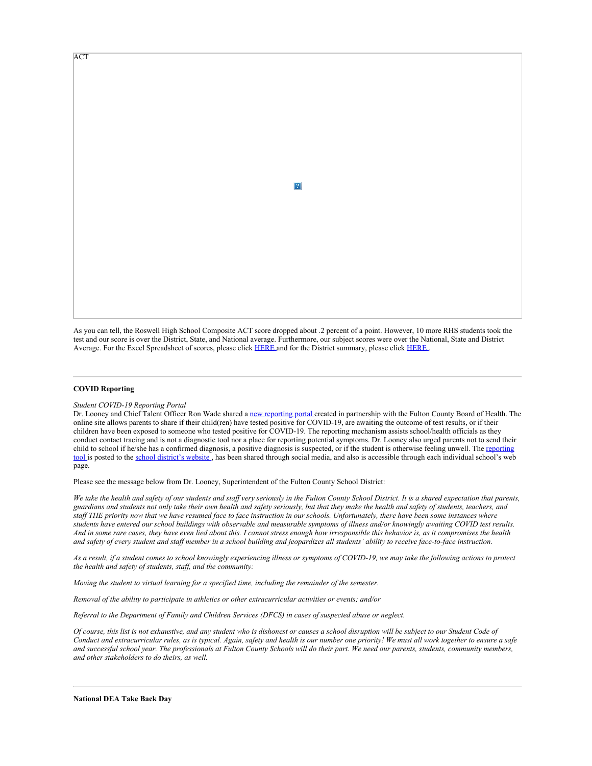ACT

As you can tell, the Roswell High School Composite ACT score dropped about .2 percent of a point. However, 10 more RHS students took the test and our score is over the District, State, and National average. Furthermore, our subject scores were over the National, State and District Average. For the Excel Spreadsheet of scores, please click HERE and for the District summary, please click HERE .

---

**COVID Reporting**

*Student COVID-19 Reporting Portal*

Dr. Looney and Chief Talent Officer Ron Wade shared a new reporting portal created in partnership with the Fulton County Board of Health. The online site allows parents to share if their child(ren) have tested positive for COVID-19, are awaiting the outcome of test results, or if their children have been exposed to someone who tested positive for COVID-19. The reporting mechanism assists school/health officials as they conduct contact tracing and is not a diagnostic tool nor a place for reporting potential symptoms. Dr. Looney also urged parents not to send their child to school if he/she has a confirmed diagnosis, a positive diagnosis is suspected, or if the student is otherwise feeling unwell. The reporting tool is posted to the school district's website , has been shared through social media, and also is accessible through each individual school's web page.

Please see the message below from Dr. Looney, Superintendent of the Fulton County School District:

*We take the health and safety of our students and staff very seriously in the Fulton County School District. It is a shared expectation that parents, guardians and students not only take their own health and safety seriously, but that they make the health and safety of students, teachers, and staff THE priority now that we have resumed face to face instruction in our schools. Unfortunately, there have been some instances where students have entered our school buildings with observable and measurable symptoms of illness and/or knowingly awaiting COVID test results. And in some rare cases, they have even lied about this. I cannot stress enough how irresponsible this behavior is, as it compromises the health and safety of every student and staff member in a school building and jeopardizes all students' ability to receive face-to-face instruction.*

*As a result, if a student comes to school knowingly experiencing illness or symptoms of COVID-19, we may take the following actions to protect the health and safety of students, staff, and the community:*

*Moving the student to virtual learning for a specified time, including the remainder of the semester.*

*Removal of the ability to participate in athletics or other extracurricular activities or events; and/or*

*Referral to the Department of Family and Children Services (DFCS) in cases of suspected abuse or neglect.*

*Of course, this list is not exhaustive, and any student who is dishonest or causes a school disruption will be subject to our Student Code of Conduct and extracurricular rules, as is typical. Again, safety and health is our number one priority! We must all work together to ensure a safe and successful school year. The professionals at Fulton County Schools will do their part. We need our parents, students, community members, and other stakeholders to do theirs, as well.*

---

**National DEA Take Back Day**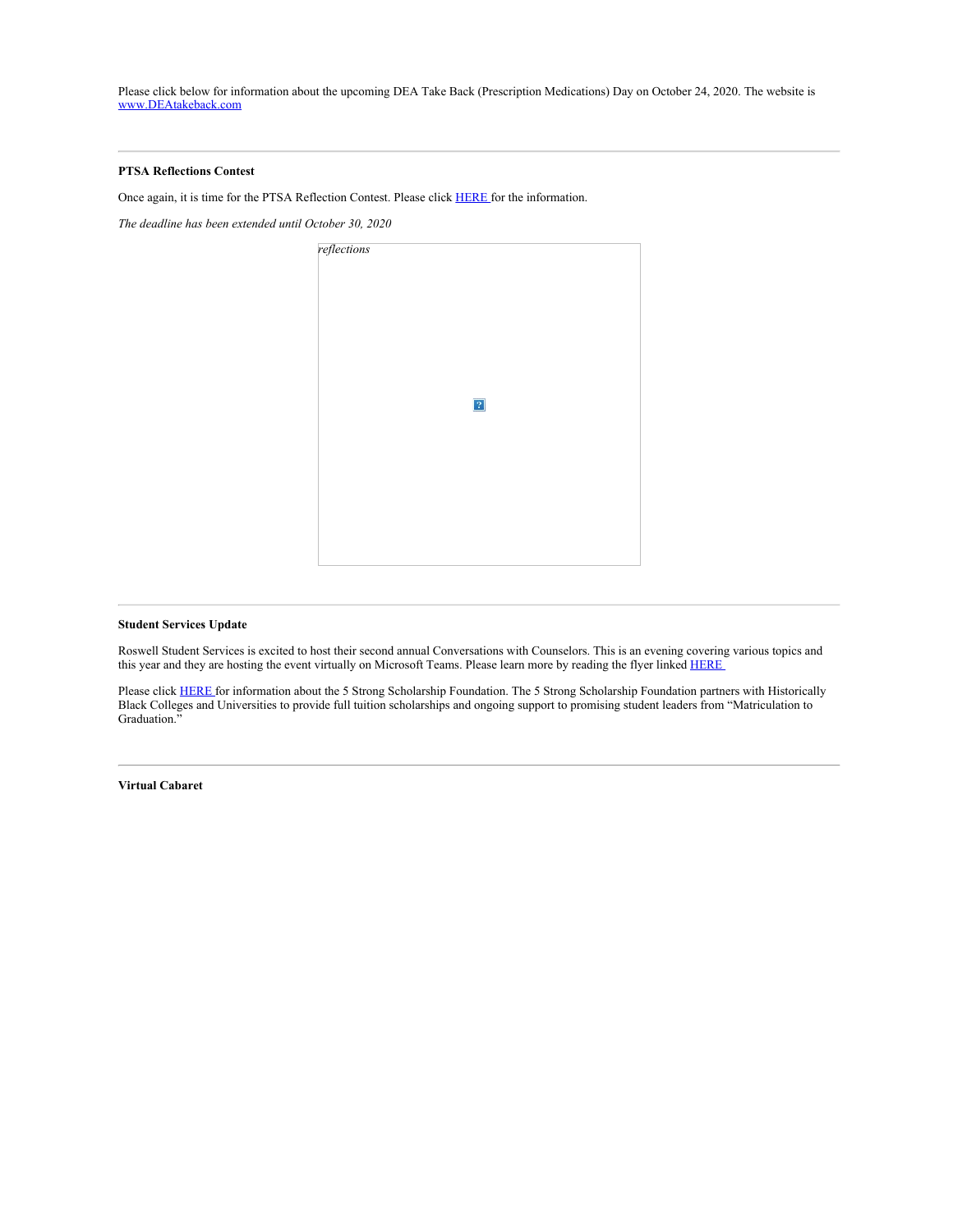Please click below for information about the upcoming DEA Take Back (Prescription Medications) Day on October 24, 2020. The website is [www.DEAtakeback.com](www.DEAtakeback.com)

---

**PTSA Reflections Contest**

Once again, it is time for the PTSA Reflection Contest. Please click HERE for the information.

*The deadline has been extended until October 30, 2020*

*reflections*

---

**Student Services Update**

Roswell Student Services is excited to host their second annual Conversations with Counselors. This is an evening covering various topics and this year and they are hosting the event virtually on Microsoft Teams. Please learn more by reading the flyer linked HERE

Please click HERE for information about the 5 Strong Scholarship Foundation. The 5 Strong Scholarship Foundation partners with Historically Black Colleges and Universities to provide full tuition scholarships and ongoing support to promising student leaders from "Matriculation to Graduation."

---

**Virtual Cabaret**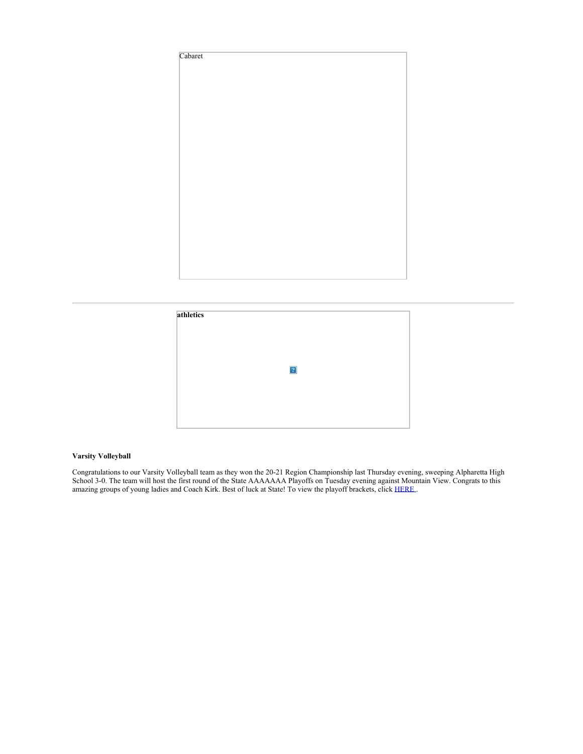Cabaret

---

**athletics**

**Varsity Volleyball**

Congratulations to our Varsity Volleyball team as they won the 20-21 Region Championship last Thursday evening, sweeping Alpharetta High School 3-0. The team will host the first round of the State AAAAAAA Playoffs on Tuesday evening against Mountain View. Congrats to this amazing groups of young ladies and Coach Kirk. Best of luck at State! To view the playoff brackets, click HERE .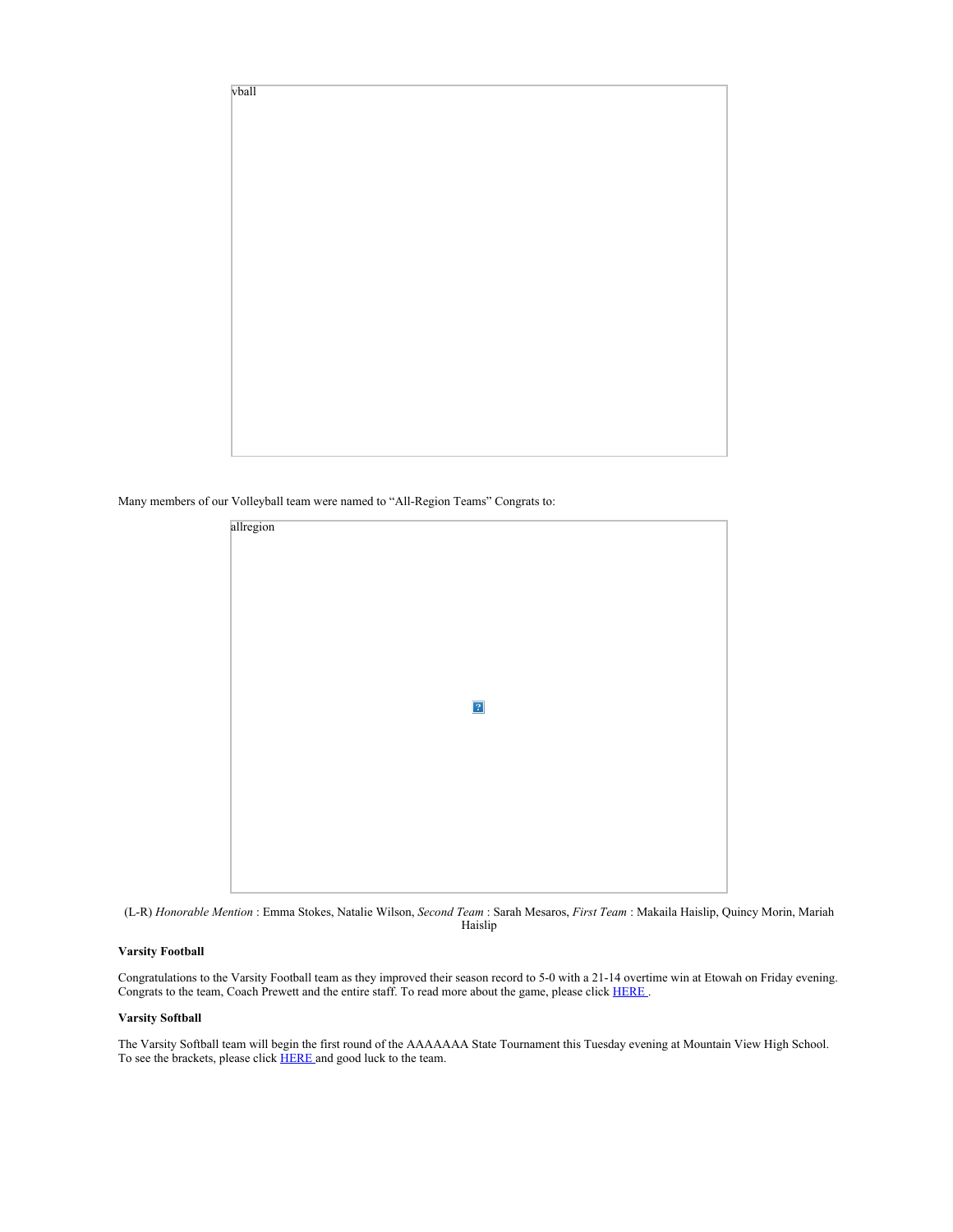vball

Many members of our Volleyball team were named to “All-Region Teams” Congrats to:

allregion

(L-R) *Honorable Mention* : Emma Stokes, Natalie Wilson, *Second Team* : Sarah Mesaros, *First Team* : Makaila Haislip, Quincy Morin, Mariah Haislip

**Varsity Football**

Congratulations to the Varsity Football team as they improved their season record to 5-0 with a 21-14 overtime win at Etowah on Friday evening. Congrats to the team, Coach Prewett and the entire staff. To read more about the game, please click HERE .

**Varsity Softball**

The Varsity Softball team will begin the first round of the AAAAAAA State Tournament this Tuesday evening at Mountain View High School. To see the brackets, please click HERE and good luck to the team.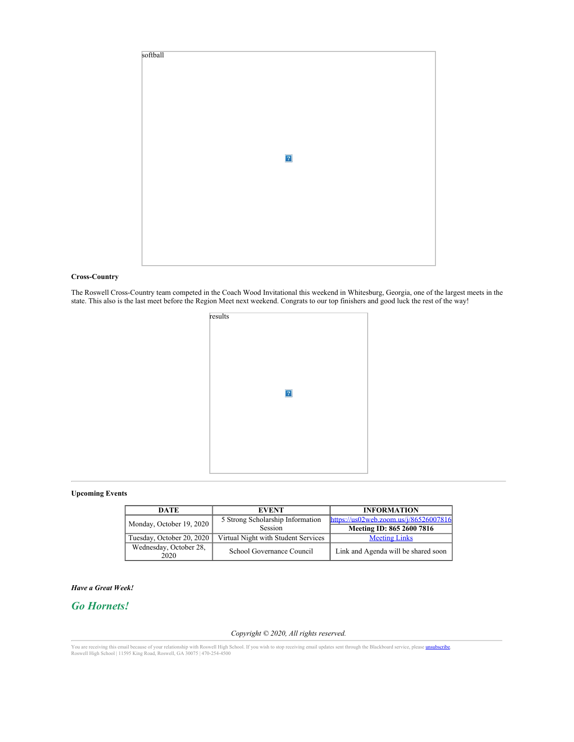softball

**Cross-Country**

The Roswell Cross-Country team competed in the Coach Wood Invitational this weekend in Whitesburg, Georgia, one of the largest meets in the state. This also is the last meet before the Region Meet next weekend. Congrats to our top finishers and good luck the rest of the way!

results

---

**Upcoming Events**

| DATE | EVENT | INFORMATION |
|---|---|---|
| Monday, October 19, 2020 | 5 Strong Scholarship Information Session | https://us02web.zoom.us/j/86526007816 **Meeting ID: 865 2600 7816** |
| Tuesday, October 20, 2020 | Virtual Night with Student Services | Meeting Links |
| Wednesday, October 28, 2020 | School Governance Council | Link and Agenda will be shared soon |

***Have a Great Week!***

## *Go Hornets!*

*Copyright © 2020, All rights reserved.*

---

You are receiving this email because of your relationship with Roswell High School. If you wish to stop receiving email updates sent through the Blackboard service, please unsubscribe.
Roswell High School | 11595 King Road, Roswell, GA 30075 | 470-254-4500